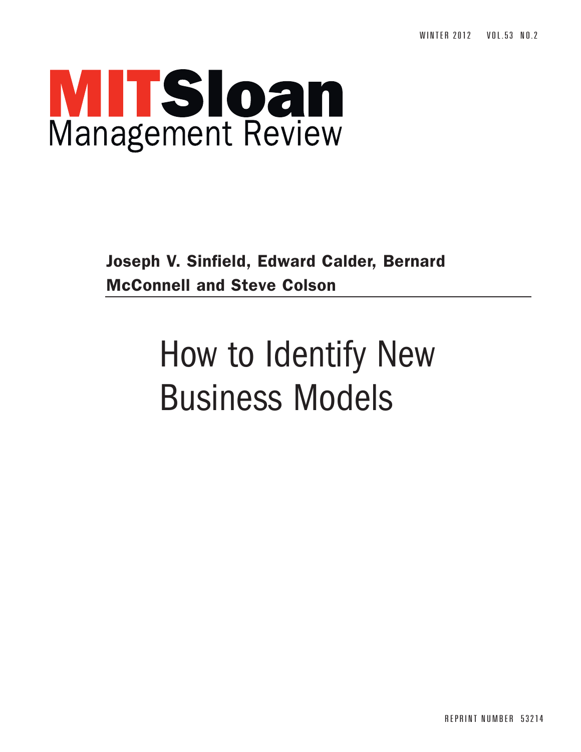WINTER 2012 VOL.53 NO.2

# MITSloan Management Review

**Joseph V. Sinfield, Edward Calder, Bernard McConnell and Steve Colson**

# How to Identify New Business Models

REPRINT NUMBER 53214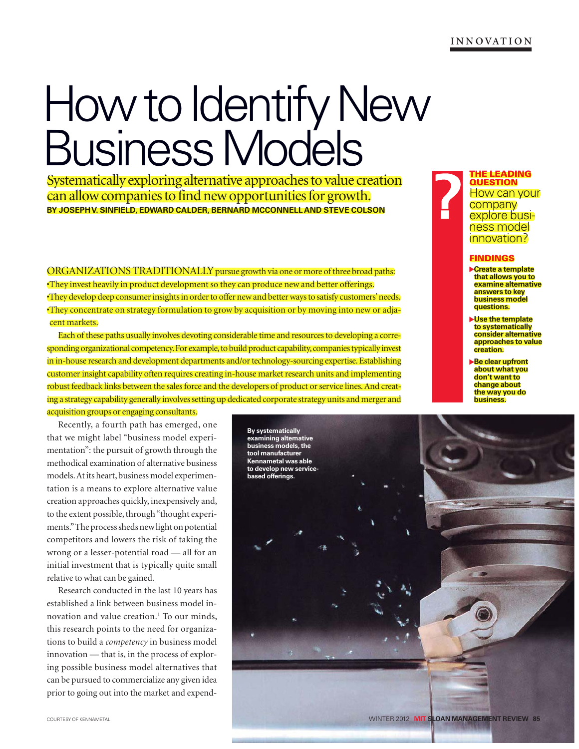# How to Identify New Business Models

Systematically exploring alternative approaches to value creation can allow companies to find new opportunities for growth.

**BY JOSEPH V. SINFIELD, EDWARD CALDER, BERNARD MCCONNELL AND STEVE COLSON**

**THE LEADING QUESTION**

How can your company explore business model innovation?

**FINDINGS**

- **Create a template that allows you to examine alternative answers to key business model questions.**
- **Use the template to systematically consider alternative approaches to value creation.**
- **Be clear upfront about what you don't want to change about the way you do business.**

ORGANIZATIONS TRADITIONALLY pursue growth via one or more of three broad paths:

- They invest heavily in product development so they can produce new and better offerings.
- They develop deep consumer insights in order to offer new and better ways to satisfy customers' needs.
- They concentrate on strategy formulation to grow by acquisition or by moving into new or adjacent markets.

Each of these paths usually involves devoting considerable time and resources to developing a corresponding organizational competency. For example, to build product capability, companies typically invest in in-house research and development departments and/or technology-sourcing expertise. Establishing customer insight capability often requires creating in-house market research units and implementing robust feedback links between the sales force and the developers of product or service lines. And creating a strategy capability generally involves setting up dedicated corporate strategy units and merger and acquisition groups or engaging consultants.

Recently, a fourth path has emerged, one that we might label "business model experimentation": the pursuit of growth through the methodical examination of alternative business models. At its heart, business model experimentation is a means to explore alternative value creation approaches quickly, inexpensively and, to the extent possible, through "thought experiments." The process sheds new light on potential competitors and lowers the risk of taking the wrong or a lesser-potential road — all for an initial investment that is typically quite small relative to what can be gained.

Research conducted in the last 10 years has established a link between business model innovation and value creation.[1] To our minds, this research points to the need for organizations to build a *competency* in business model innovation — that is, in the process of exploring possible business model alternatives that can be pursued to commercialize any given idea prior to going out into the market and expend-

By systematically examining alternative business models, the tool manufacturer Kennametal was able to develop new service-based offerings.

COURTESY OF KENNAMETAL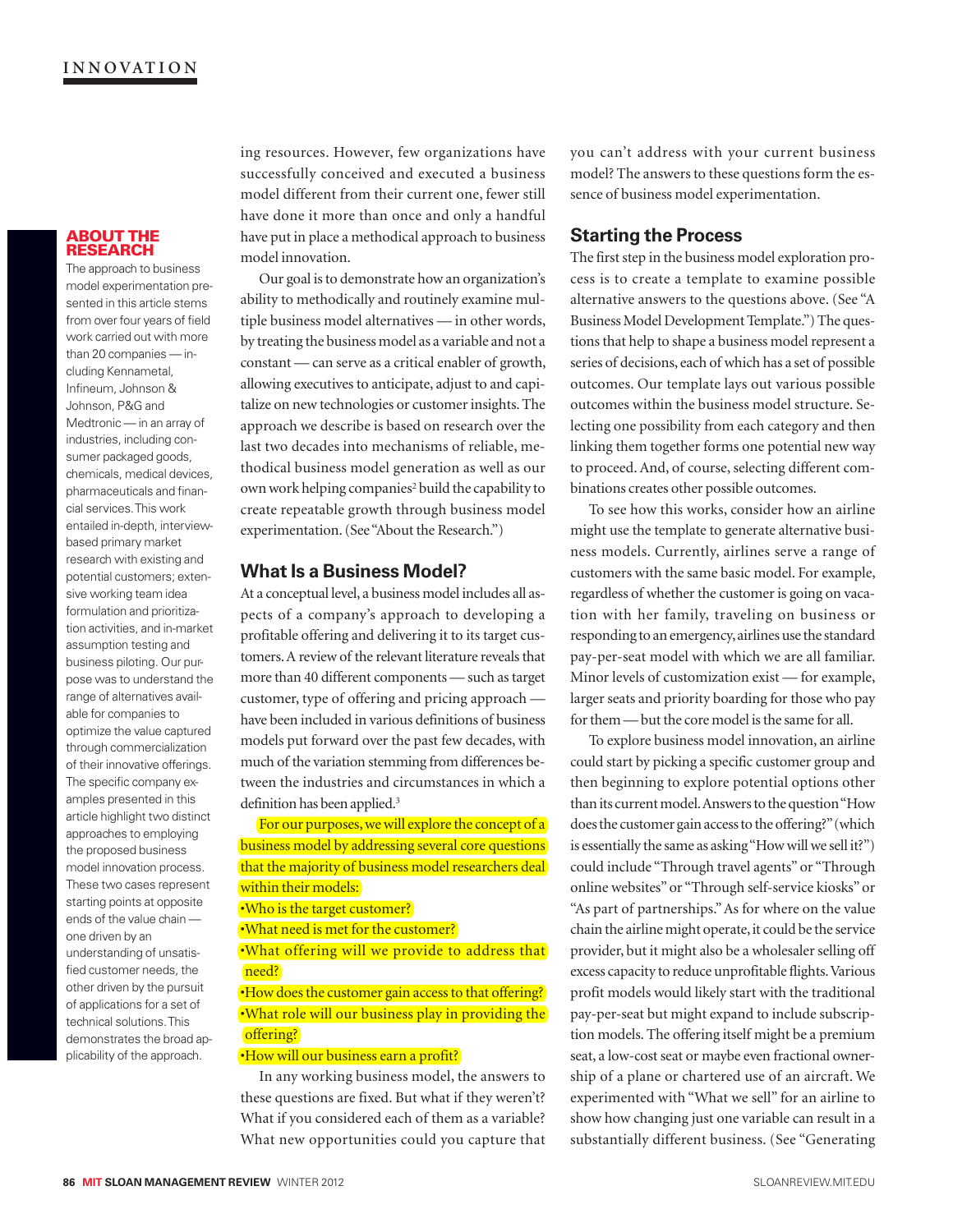### ABOUT THE RESEARCH

The approach to business model experimentation presented in this article stems from over four years of field work carried out with more than 20 companies — including Kennametal, Infineum, Johnson & Johnson, P&G and Medtronic — in an array of industries, including consumer packaged goods, chemicals, medical devices, pharmaceuticals and financial services. This work entailed in-depth, interview-based primary market research with existing and potential customers; extensive working team idea formulation and prioritization activities, and in-market assumption testing and business piloting. Our purpose was to understand the range of alternatives available for companies to optimize the value captured through commercialization of their innovative offerings. The specific company examples presented in this article highlight two distinct approaches to employing the proposed business model innovation process. These two cases represent starting points at opposite ends of the value chain — one driven by an understanding of unsatisfied customer needs, the other driven by the pursuit of applications for a set of technical solutions. This demonstrates the broad applicability of the approach.

ing resources. However, few organizations have successfully conceived and executed a business model different from their current one, fewer still have done it more than once and only a handful have put in place a methodical approach to business model innovation.

Our goal is to demonstrate how an organization's ability to methodically and routinely examine multiple business model alternatives — in other words, by treating the business model as a variable and not a constant — can serve as a critical enabler of growth, allowing executives to anticipate, adjust to and capitalize on new technologies or customer insights. The approach we describe is based on research over the last two decades into mechanisms of reliable, methodical business model generation as well as our own work helping companies[2] build the capability to create repeatable growth through business model experimentation. (See "About the Research.")

## What Is a Business Model?

At a conceptual level, a business model includes all aspects of a company's approach to developing a profitable offering and delivering it to its target customers. A review of the relevant literature reveals that more than 40 different components — such as target customer, type of offering and pricing approach — have been included in various definitions of business models put forward over the past few decades, with much of the variation stemming from differences between the industries and circumstances in which a definition has been applied.[3]

For our purposes, we will explore the concept of a business model by addressing several core questions that the majority of business model researchers deal within their models:

- Who is the target customer?
- What need is met for the customer?
- What offering will we provide to address that need?
- How does the customer gain access to that offering?
- What role will our business play in providing the offering?
- How will our business earn a profit?

In any working business model, the answers to these questions are fixed. But what if they weren't? What if you considered each of them as a variable? What new opportunities could you capture that you can't address with your current business model? The answers to these questions form the essence of business model experimentation.

## Starting the Process

The first step in the business model exploration process is to create a template to examine possible alternative answers to the questions above. (See "A Business Model Development Template.") The questions that help to shape a business model represent a series of decisions, each of which has a set of possible outcomes. Our template lays out various possible outcomes within the business model structure. Selecting one possibility from each category and then linking them together forms one potential new way to proceed. And, of course, selecting different combinations creates other possible outcomes.

To see how this works, consider how an airline might use the template to generate alternative business models. Currently, airlines serve a range of customers with the same basic model. For example, regardless of whether the customer is going on vacation with her family, traveling on business or responding to an emergency, airlines use the standard pay-per-seat model with which we are all familiar. Minor levels of customization exist — for example, larger seats and priority boarding for those who pay for them — but the core model is the same for all.

To explore business model innovation, an airline could start by picking a specific customer group and then beginning to explore potential options other than its current model. Answers to the question "How does the customer gain access to the offering?" (which is essentially the same as asking "How will we sell it?") could include "Through travel agents" or "Through online websites" or "Through self-service kiosks" or "As part of partnerships." As for where on the value chain the airline might operate, it could be the service provider, but it might also be a wholesaler selling off excess capacity to reduce unprofitable flights. Various profit models would likely start with the traditional pay-per-seat but might expand to include subscription models. The offering itself might be a premium seat, a low-cost seat or maybe even fractional ownership of a plane or chartered use of an aircraft. We experimented with "What we sell" for an airline to show how changing just one variable can result in a substantially different business. (See "Generating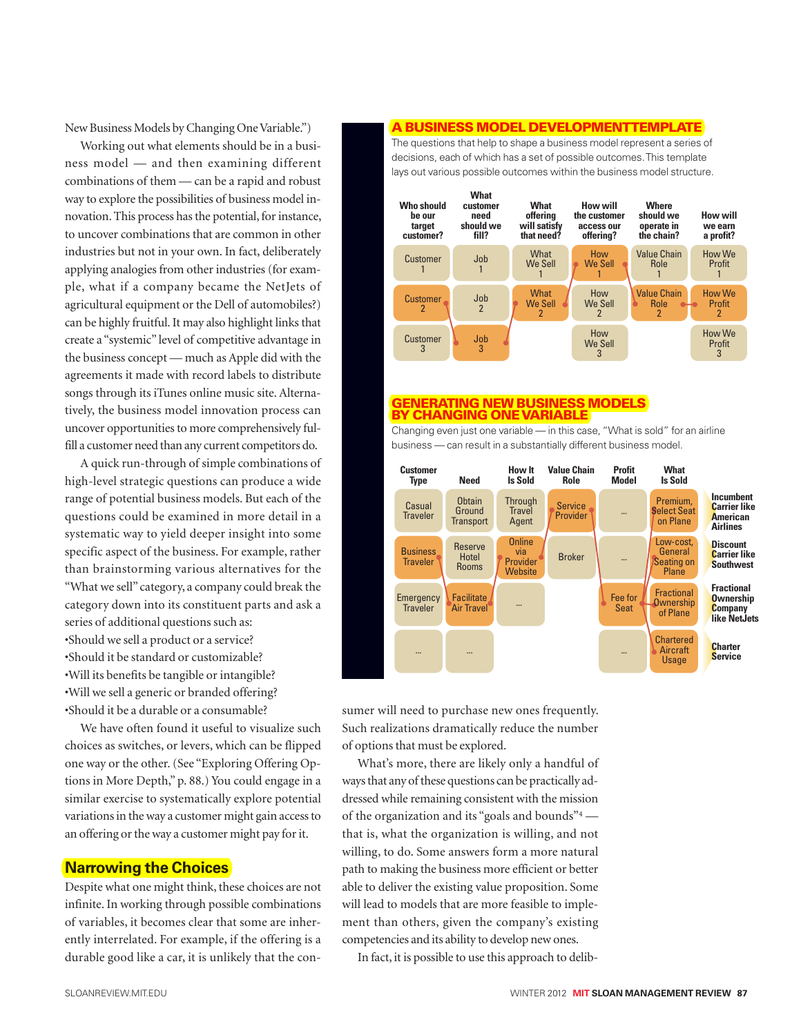New Business Models by Changing One Variable.")

Working out what elements should be in a business model — and then examining different combinations of them — can be a rapid and robust way to explore the possibilities of business model innovation. This process has the potential, for instance, to uncover combinations that are common in other industries but not in your own. In fact, deliberately applying analogies from other industries (for example, what if a company became the NetJets of agricultural equipment or the Dell of automobiles?) can be highly fruitful. It may also highlight links that create a "systemic" level of competitive advantage in the business concept — much as Apple did with the agreements it made with record labels to distribute songs through its iTunes online music site. Alternatively, the business model innovation process can uncover opportunities to more comprehensively fulfill a customer need than any current competitors do.

A quick run-through of simple combinations of high-level strategic questions can produce a wide range of potential business models. But each of the questions could be examined in more detail in a systematic way to yield deeper insight into some specific aspect of the business. For example, rather than brainstorming various alternatives for the "What we sell" category, a company could break the category down into its constituent parts and ask a series of additional questions such as:

- Should we sell a product or a service?
- Should it be standard or customizable?
- Will its benefits be tangible or intangible?
- Will we sell a generic or branded offering?
- Should it be a durable or a consumable?

We have often found it useful to visualize such choices as switches, or levers, which can be flipped one way or the other. (See "Exploring Offering Options in More Depth," p. 88.) You could engage in a similar exercise to systematically explore potential variations in the way a customer might gain access to an offering or the way a customer might pay for it.

## Narrowing the Choices

Despite what one might think, these choices are not infinite. In working through possible combinations of variables, it becomes clear that some are inherently interrelated. For example, if the offering is a durable good like a car, it is unlikely that the consumer will need to purchase new ones frequently. Such realizations dramatically reduce the number of options that must be explored.

What's more, there are likely only a handful of ways that any of these questions can be practically addressed while remaining consistent with the mission of the organization and its "goals and bounds"[4] — that is, what the organization is willing, and not willing, to do. Some answers form a more natural path to making the business more efficient or better able to deliver the existing value proposition. Some will lead to models that are more feasible to implement than others, given the company's existing competencies and its ability to develop new ones.

In fact, it is possible to use this approach to delib-

## A BUSINESS MODEL DEVELOPMENT TEMPLATE

The questions that help to shape a business model represent a series of decisions, each of which has a set of possible outcomes. This template lays out various possible outcomes within the business model structure.

| Who should be our target customer? | What customer need should we fill? | What offering will satisfy that need? | How will the customer access our offering? | Where should we operate in the chain? | How will we earn a profit? |
|---|---|---|---|---|---|
| Customer 1 | Job 1 | What We Sell 1 | How We Sell 1 | Value Chain Role 1 | How We Profit 1 |
| Customer 2 | Job 2 | What We Sell 2 | How We Sell 2 | Value Chain Role 2 | How We Profit 2 |
| Customer 3 | Job 3 | | How We Sell 3 | | How We Profit 3 |

## GENERATING NEW BUSINESS MODELS BY CHANGING ONE VARIABLE

Changing even just one variable — in this case, "What is sold" for an airline business — can result in a substantially different business model.

| Customer Type | Need | How It Is Sold | Value Chain Role | Profit Model | What Is Sold | |
|---|---|---|---|---|---|---|
| Casual Traveler | Obtain Ground Transport | Through Travel Agent | Service Provider | ... | Premium, Select Seat on Plane | Incumbent Carrier like American Airlines |
| Business Traveler | Reserve Hotel Rooms | Online via Provider Website | Broker | ... | Low-cost, General Seating on Plane | Discount Carrier like Southwest |
| Emergency Traveler | Facilitate Air Travel | ... | | Fee for Seat | Fractional Ownership of Plane | Fractional Ownership Company like NetJets |
| ... | ... | | | ... | Chartered Aircraft Usage | Charter Service |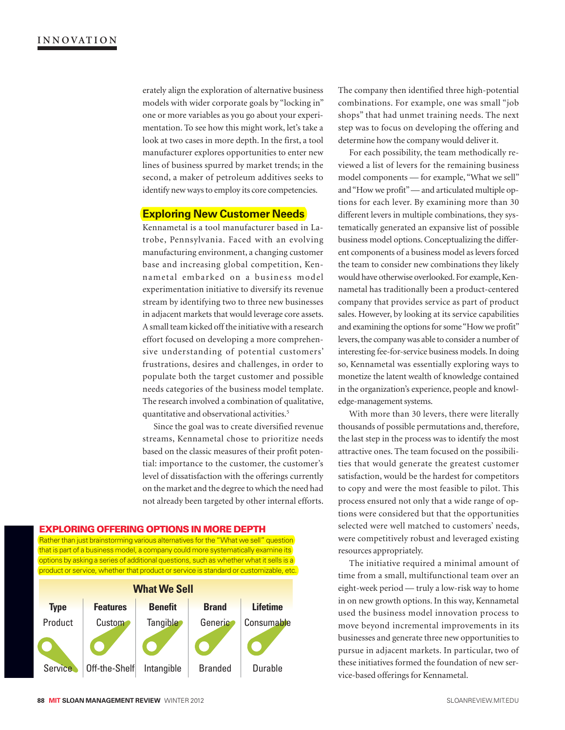erately align the exploration of alternative business models with wider corporate goals by "locking in" one or more variables as you go about your experimentation. To see how this might work, let's take a look at two cases in more depth. In the first, a tool manufacturer explores opportunities to enter new lines of business spurred by market trends; in the second, a maker of petroleum additives seeks to identify new ways to employ its core competencies.

## Exploring New Customer Needs

Kennametal is a tool manufacturer based in Latrobe, Pennsylvania. Faced with an evolving manufacturing environment, a changing customer base and increasing global competition, Kennametal embarked on a business model experimentation initiative to diversify its revenue stream by identifying two to three new businesses in adjacent markets that would leverage core assets. A small team kicked off the initiative with a research effort focused on developing a more comprehensive understanding of potential customers' frustrations, desires and challenges, in order to populate both the target customer and possible needs categories of the business model template. The research involved a combination of qualitative, quantitative and observational activities.[5]

Since the goal was to create diversified revenue streams, Kennametal chose to prioritize needs based on the classic measures of their profit potential: importance to the customer, the customer's level of dissatisfaction with the offerings currently on the market and the degree to which the need had not already been targeted by other internal efforts.

### EXPLORING OFFERING OPTIONS IN MORE DEPTH

Rather than just brainstorming various alternatives for the "What we sell" question that is part of a business model, a company could more systematically examine its options by asking a series of additional questions, such as whether what it sells is a product or service, whether that product or service is standard or customizable, etc.

**What We Sell**

| Type | Features | Benefit | Brand | Lifetime |
|---|---|---|---|---|
| Product | Custom | Tangible | Generic | Consumable |
| Service | Off-the-Shelf | Intangible | Branded | Durable |

The company then identified three high-potential combinations. For example, one was small "job shops" that had unmet training needs. The next step was to focus on developing the offering and determine how the company would deliver it.

For each possibility, the team methodically reviewed a list of levers for the remaining business model components — for example, "What we sell" and "How we profit" — and articulated multiple options for each lever. By examining more than 30 different levers in multiple combinations, they systematically generated an expansive list of possible business model options. Conceptualizing the different components of a business model as levers forced the team to consider new combinations they likely would have otherwise overlooked. For example, Kennametal has traditionally been a product-centered company that provides service as part of product sales. However, by looking at its service capabilities and examining the options for some "How we profit" levers, the company was able to consider a number of interesting fee-for-service business models. In doing so, Kennametal was essentially exploring ways to monetize the latent wealth of knowledge contained in the organization's experience, people and knowledge-management systems.

With more than 30 levers, there were literally thousands of possible permutations and, therefore, the last step in the process was to identify the most attractive ones. The team focused on the possibilities that would generate the greatest customer satisfaction, would be the hardest for competitors to copy and were the most feasible to pilot. This process ensured not only that a wide range of options were considered but that the opportunities selected were well matched to customers' needs, were competitively robust and leveraged existing resources appropriately.

The initiative required a minimal amount of time from a small, multifunctional team over an eight-week period — truly a low-risk way to home in on new growth options. In this way, Kennametal used the business model innovation process to move beyond incremental improvements in its businesses and generate three new opportunities to pursue in adjacent markets. In particular, two of these initiatives formed the foundation of new service-based offerings for Kennametal.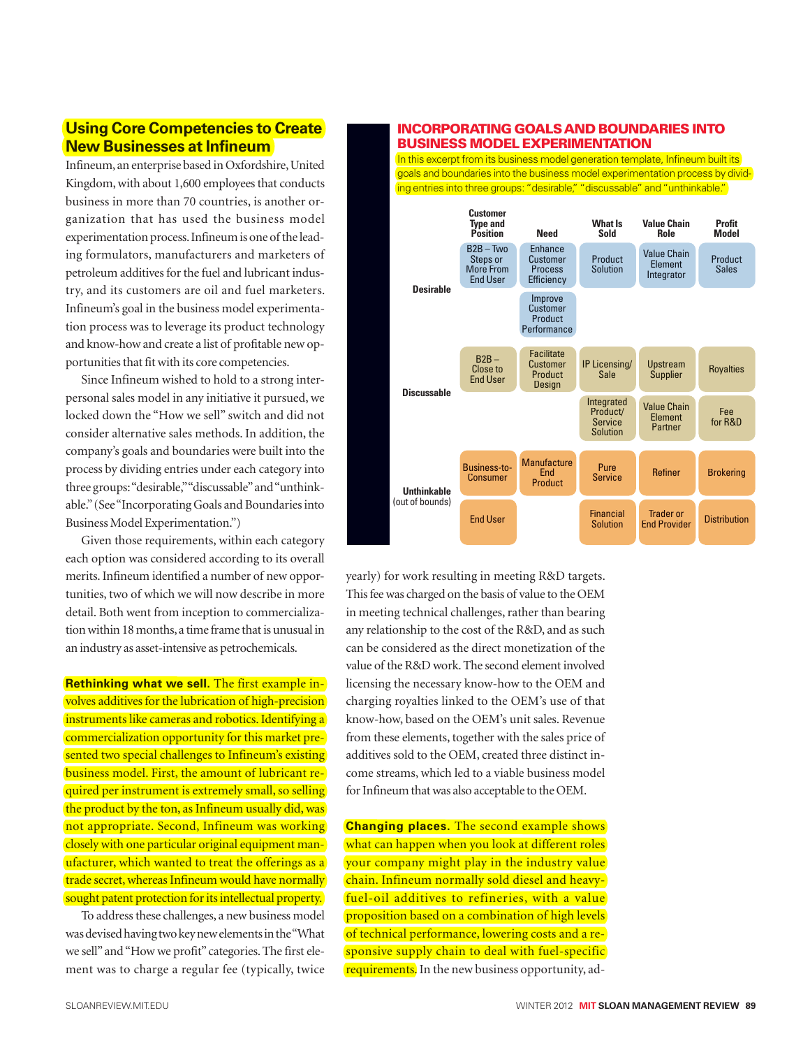## Using Core Competencies to Create New Businesses at Infineum

Infineum, an enterprise based in Oxfordshire, United Kingdom, with about 1,600 employees that conducts business in more than 70 countries, is another organization that has used the business model experimentation process. Infineum is one of the leading formulators, manufacturers and marketers of petroleum additives for the fuel and lubricant industry, and its customers are oil and fuel marketers. Infineum's goal in the business model experimentation process was to leverage its product technology and know-how and create a list of profitable new opportunities that fit with its core competencies.

Since Infineum wished to hold to a strong interpersonal sales model in any initiative it pursued, we locked down the "How we sell" switch and did not consider alternative sales methods. In addition, the company's goals and boundaries were built into the process by dividing entries under each category into three groups: "desirable," "discussable" and "unthinkable." (See "Incorporating Goals and Boundaries into Business Model Experimentation.")

Given those requirements, within each category each option was considered according to its overall merits. Infineum identified a number of new opportunities, two of which we will now describe in more detail. Both went from inception to commercialization within 18 months, a time frame that is unusual in an industry as asset-intensive as petrochemicals.

**Rethinking what we sell.** The first example involves additives for the lubrication of high-precision instruments like cameras and robotics. Identifying a commercialization opportunity for this market presented two special challenges to Infineum's existing business model. First, the amount of lubricant required per instrument is extremely small, so selling the product by the ton, as Infineum usually did, was not appropriate. Second, Infineum was working closely with one particular original equipment manufacturer, which wanted to treat the offerings as a trade secret, whereas Infineum would have normally sought patent protection for its intellectual property.

To address these challenges, a new business model was devised having two key new elements in the "What we sell" and "How we profit" categories. The first element was to charge a regular fee (typically, twice yearly) for work resulting in meeting R&D targets. This fee was charged on the basis of value to the OEM in meeting technical challenges, rather than bearing any relationship to the cost of the R&D, and as such can be considered as the direct monetization of the value of the R&D work. The second element involved licensing the necessary know-how to the OEM and charging royalties linked to the OEM's use of that know-how, based on the OEM's unit sales. Revenue from these elements, together with the sales price of additives sold to the OEM, created three distinct income streams, which led to a viable business model for Infineum that was also acceptable to the OEM.

**Changing places.** The second example shows what can happen when you look at different roles your company might play in the industry value chain. Infineum normally sold diesel and heavy-fuel-oil additives to refineries, with a value proposition based on a combination of high levels of technical performance, lowering costs and a responsive supply chain to deal with fuel-specific requirements. In the new business opportunity, ad-

### INCORPORATING GOALS AND BOUNDARIES INTO BUSINESS MODEL EXPERIMENTATION

In this excerpt from its business model generation template, Infineum built its goals and boundaries into the business model experimentation process by dividing entries into three groups: "desirable," "discussable" and "unthinkable."

| | Customer Type and Position | Need | What Is Sold | Value Chain Role | Profit Model |
|---|---|---|---|---|---|
| Desirable | B2B – Two Steps or More From End User | Enhance Customer Process Efficiency | Product Solution | Value Chain Element Integrator | Product Sales |
| | | Improve Customer Product Performance | | | |
| Discussable | B2B – Close to End User | Facilitate Customer Product Design | IP Licensing/Sale | Upstream Supplier | Royalties |
| | | | Integrated Product/Service Solution | Value Chain Element Partner | Fee for R&D |
| Unthinkable (out of bounds) | Business-to-Consumer | Manufacture End Product | Pure Service | Refiner | Brokering |
| | End User | | Financial Solution | Trader or End Provider | Distribution |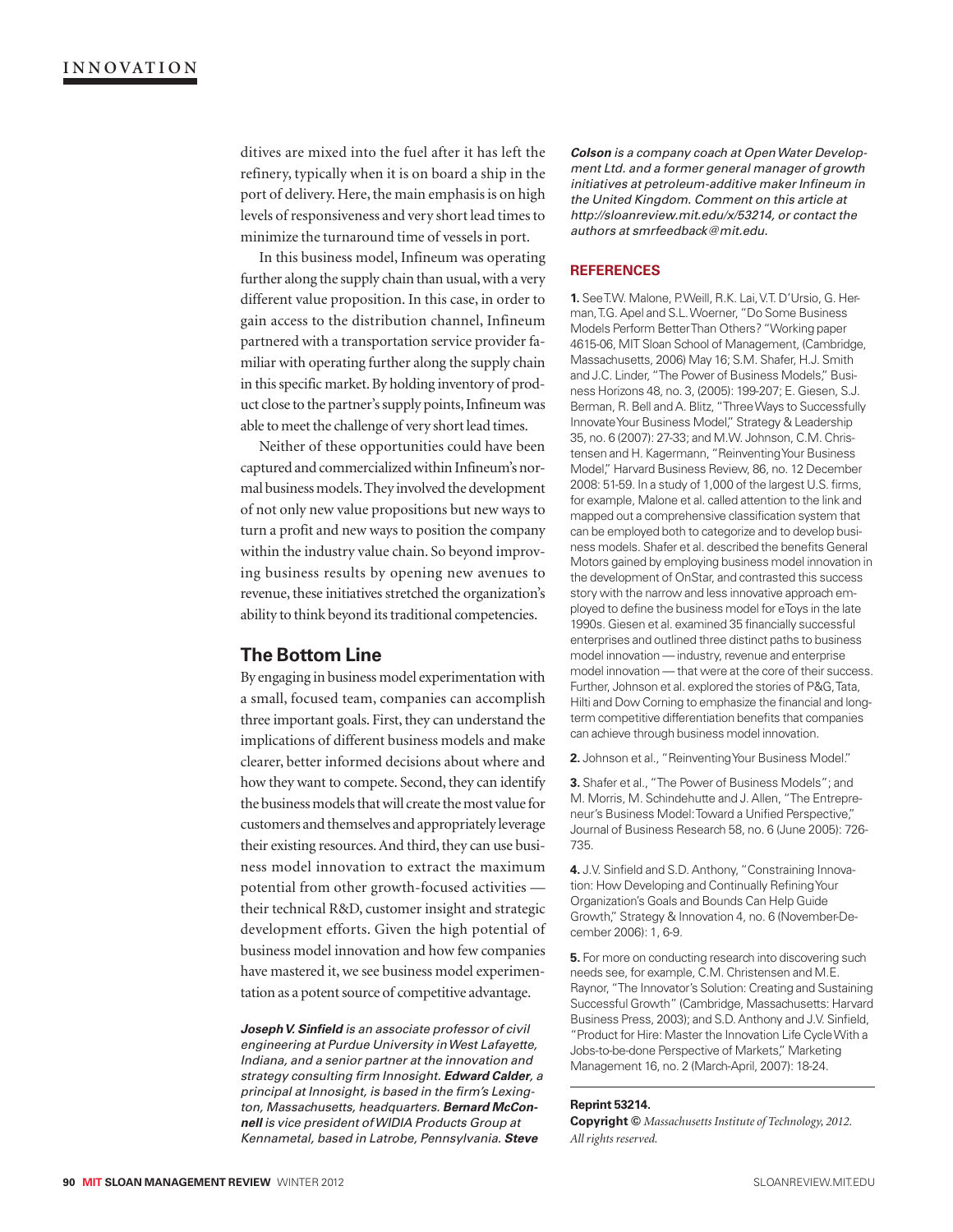ditives are mixed into the fuel after it has left the refinery, typically when it is on board a ship in the port of delivery. Here, the main emphasis is on high levels of responsiveness and very short lead times to minimize the turnaround time of vessels in port.

In this business model, Infineum was operating further along the supply chain than usual, with a very different value proposition. In this case, in order to gain access to the distribution channel, Infineum partnered with a transportation service provider familiar with operating further along the supply chain in this specific market. By holding inventory of product close to the partner's supply points, Infineum was able to meet the challenge of very short lead times.

Neither of these opportunities could have been captured and commercialized within Infineum's normal business models. They involved the development of not only new value propositions but new ways to turn a profit and new ways to position the company within the industry value chain. So beyond improving business results by opening new avenues to revenue, these initiatives stretched the organization's ability to think beyond its traditional competencies.

## The Bottom Line

By engaging in business model experimentation with a small, focused team, companies can accomplish three important goals. First, they can understand the implications of different business models and make clearer, better informed decisions about where and how they want to compete. Second, they can identify the business models that will create the most value for customers and themselves and appropriately leverage their existing resources. And third, they can use business model innovation to extract the maximum potential from other growth-focused activities — their technical R&D, customer insight and strategic development efforts. Given the high potential of business model innovation and how few companies have mastered it, we see business model experimentation as a potent source of competitive advantage.

***Joseph V. Sinfield** is an associate professor of civil engineering at Purdue University in West Lafayette, Indiana, and a senior partner at the innovation and strategy consulting firm Innosight. **Edward Calder**, a principal at Innosight, is based in the firm's Lexington, Massachusetts, headquarters. **Bernard McConnell** is vice president of WIDIA Products Group at Kennametal, based in Latrobe, Pennsylvania. **Steve Colson** is a company coach at Open Water Development Ltd. and a former general manager of growth initiatives at petroleum-additive maker Infineum in the United Kingdom. Comment on this article at http://sloanreview.mit.edu/x/53214, or contact the authors at smrfeedback@mit.edu.*

## REFERENCES

**1.** See T.W. Malone, P. Weill, R.K. Lai, V.T. D'Ursio, G. Herman, T.G. Apel and S.L. Woerner, "Do Some Business Models Perform Better Than Others? "Working paper 4615-06, MIT Sloan School of Management, (Cambridge, Massachusetts, 2006) May 16; S.M. Shafer, H.J. Smith and J.C. Linder, "The Power of Business Models," Business Horizons 48, no. 3, (2005): 199-207; E. Giesen, S.J. Berman, R. Bell and A. Blitz, "Three Ways to Successfully Innovate Your Business Model," Strategy & Leadership 35, no. 6 (2007): 27-33; and M.W. Johnson, C.M. Christensen and H. Kagermann, "Reinventing Your Business Model," Harvard Business Review, 86, no. 12 December 2008: 51-59. In a study of 1,000 of the largest U.S. firms, for example, Malone et al. called attention to the link and mapped out a comprehensive classification system that can be employed both to categorize and to develop business models. Shafer et al. described the benefits General Motors gained by employing business model innovation in the development of OnStar, and contrasted this success story with the narrow and less innovative approach employed to define the business model for eToys in the late 1990s. Giesen et al. examined 35 financially successful enterprises and outlined three distinct paths to business model innovation — industry, revenue and enterprise model innovation — that were at the core of their success. Further, Johnson et al. explored the stories of P&G, Tata, Hilti and Dow Corning to emphasize the financial and long-term competitive differentiation benefits that companies can achieve through business model innovation.

**2.** Johnson et al., "Reinventing Your Business Model."

**3.** Shafer et al., "The Power of Business Models"; and M. Morris, M. Schindehutte and J. Allen, "The Entrepreneur's Business Model: Toward a Unified Perspective," Journal of Business Research 58, no. 6 (June 2005): 726-735.

**4.** J.V. Sinfield and S.D. Anthony, "Constraining Innovation: How Developing and Continually Refining Your Organization's Goals and Bounds Can Help Guide Growth," Strategy & Innovation 4, no. 6 (November-December 2006): 1, 6-9.

**5.** For more on conducting research into discovering such needs see, for example, C.M. Christensen and M.E. Raynor, "The Innovator's Solution: Creating and Sustaining Successful Growth" (Cambridge, Massachusetts: Harvard Business Press, 2003); and S.D. Anthony and J.V. Sinfield, "Product for Hire: Master the Innovation Life Cycle With a Jobs-to-be-done Perspective of Markets," Marketing Management 16, no. 2 (March-April, 2007): 18-24.

**Reprint 53214.**

**Copyright ©** *Massachusetts Institute of Technology, 2012. All rights reserved.*